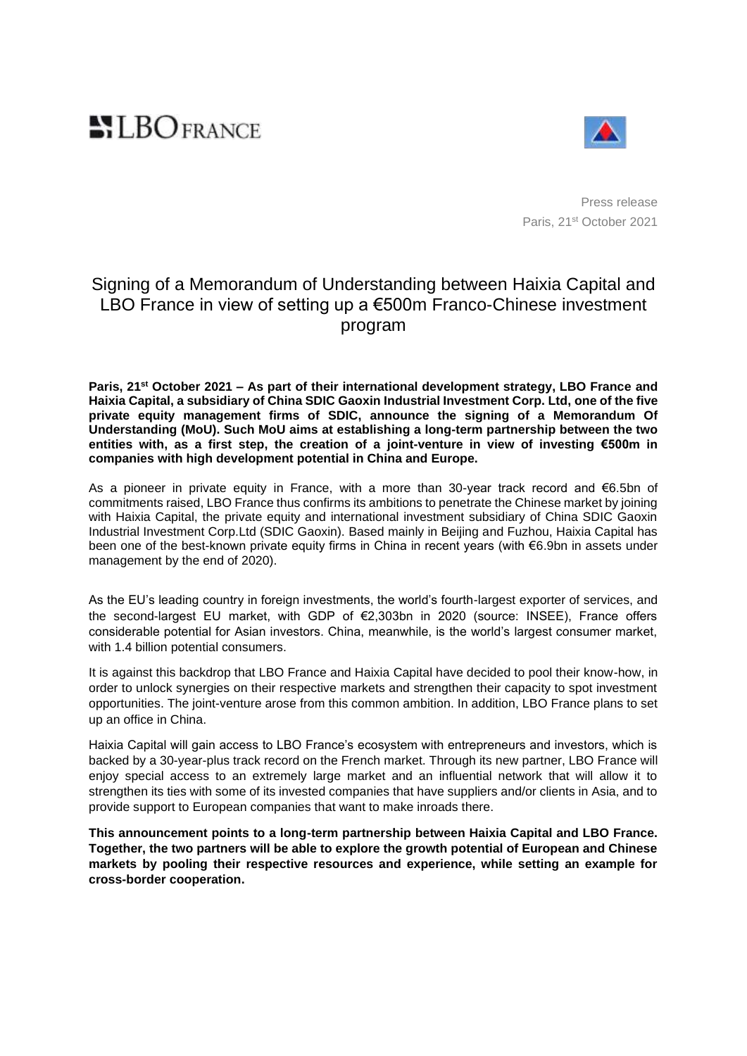LBO FRANCE

Press release
Paris, 21st October 2021

# Signing of a Memorandum of Understanding between Haixia Capital and LBO France in view of setting up a €500m Franco-Chinese investment program

**Paris, 21st October 2021 – As part of their international development strategy, LBO France and Haixia Capital, a subsidiary of China SDIC Gaoxin Industrial Investment Corp. Ltd, one of the five private equity management firms of SDIC, announce the signing of a Memorandum Of Understanding (MoU). Such MoU aims at establishing a long-term partnership between the two entities with, as a first step, the creation of a joint-venture in view of investing €500m in companies with high development potential in China and Europe.**

As a pioneer in private equity in France, with a more than 30-year track record and €6.5bn of commitments raised, LBO France thus confirms its ambitions to penetrate the Chinese market by joining with Haixia Capital, the private equity and international investment subsidiary of China SDIC Gaoxin Industrial Investment Corp.Ltd (SDIC Gaoxin). Based mainly in Beijing and Fuzhou, Haixia Capital has been one of the best-known private equity firms in China in recent years (with €6.9bn in assets under management by the end of 2020).

As the EU's leading country in foreign investments, the world's fourth-largest exporter of services, and the second-largest EU market, with GDP of €2,303bn in 2020 (source: INSEE), France offers considerable potential for Asian investors. China, meanwhile, is the world's largest consumer market, with 1.4 billion potential consumers.

It is against this backdrop that LBO France and Haixia Capital have decided to pool their know-how, in order to unlock synergies on their respective markets and strengthen their capacity to spot investment opportunities. The joint-venture arose from this common ambition. In addition, LBO France plans to set up an office in China.

Haixia Capital will gain access to LBO France's ecosystem with entrepreneurs and investors, which is backed by a 30-year-plus track record on the French market. Through its new partner, LBO France will enjoy special access to an extremely large market and an influential network that will allow it to strengthen its ties with some of its invested companies that have suppliers and/or clients in Asia, and to provide support to European companies that want to make inroads there.

**This announcement points to a long-term partnership between Haixia Capital and LBO France. Together, the two partners will be able to explore the growth potential of European and Chinese markets by pooling their respective resources and experience, while setting an example for cross-border cooperation.**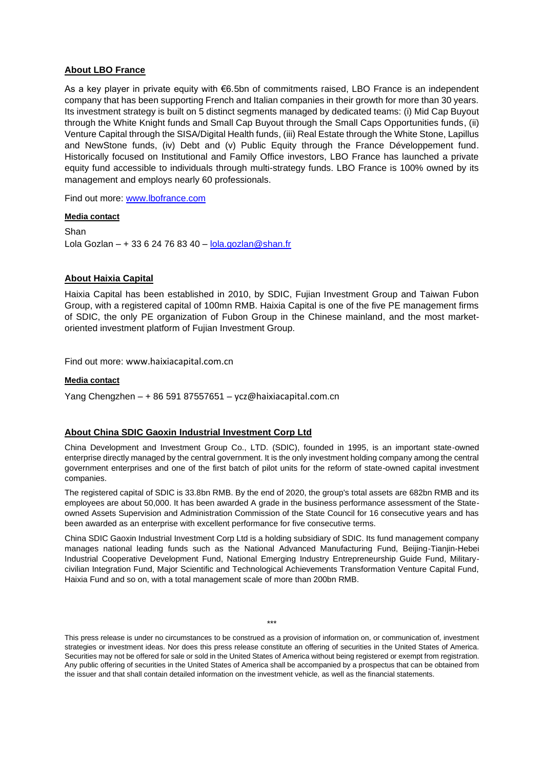## About LBO France

As a key player in private equity with €6.5bn of commitments raised, LBO France is an independent company that has been supporting French and Italian companies in their growth for more than 30 years. Its investment strategy is built on 5 distinct segments managed by dedicated teams: (i) Mid Cap Buyout through the White Knight funds and Small Cap Buyout through the Small Caps Opportunities funds, (ii) Venture Capital through the SISA/Digital Health funds, (iii) Real Estate through the White Stone, Lapillus and NewStone funds, (iv) Debt and (v) Public Equity through the France Développement fund. Historically focused on Institutional and Family Office investors, LBO France has launched a private equity fund accessible to individuals through multi-strategy funds. LBO France is 100% owned by its management and employs nearly 60 professionals.

Find out more: www.lbofrance.com

**Media contact**

Shan
Lola Gozlan – + 33 6 24 76 83 40 – lola.gozlan@shan.fr

## About Haixia Capital

Haixia Capital has been established in 2010, by SDIC, Fujian Investment Group and Taiwan Fubon Group, with a registered capital of 100mn RMB. Haixia Capital is one of the five PE management firms of SDIC, the only PE organization of Fubon Group in the Chinese mainland, and the most market-oriented investment platform of Fujian Investment Group.

Find out more: www.haixiacapital.com.cn

**Media contact**

Yang Chengzhen – + 86 591 87557651 – ycz@haixiacapital.com.cn

## About China SDIC Gaoxin Industrial Investment Corp Ltd

China Development and Investment Group Co., LTD. (SDIC), founded in 1995, is an important state-owned enterprise directly managed by the central government. It is the only investment holding company among the central government enterprises and one of the first batch of pilot units for the reform of state-owned capital investment companies.

The registered capital of SDIC is 33.8bn RMB. By the end of 2020, the group's total assets are 682bn RMB and its employees are about 50,000. It has been awarded A grade in the business performance assessment of the State-owned Assets Supervision and Administration Commission of the State Council for 16 consecutive years and has been awarded as an enterprise with excellent performance for five consecutive terms.

China SDIC Gaoxin Industrial Investment Corp Ltd is a holding subsidiary of SDIC. Its fund management company manages national leading funds such as the National Advanced Manufacturing Fund, Beijing-Tianjin-Hebei Industrial Cooperative Development Fund, National Emerging Industry Entrepreneurship Guide Fund, Military-civilian Integration Fund, Major Scientific and Technological Achievements Transformation Venture Capital Fund, Haixia Fund and so on, with a total management scale of more than 200bn RMB.

***

This press release is under no circumstances to be construed as a provision of information on, or communication of, investment strategies or investment ideas. Nor does this press release constitute an offering of securities in the United States of America. Securities may not be offered for sale or sold in the United States of America without being registered or exempt from registration. Any public offering of securities in the United States of America shall be accompanied by a prospectus that can be obtained from the issuer and that shall contain detailed information on the investment vehicle, as well as the financial statements.